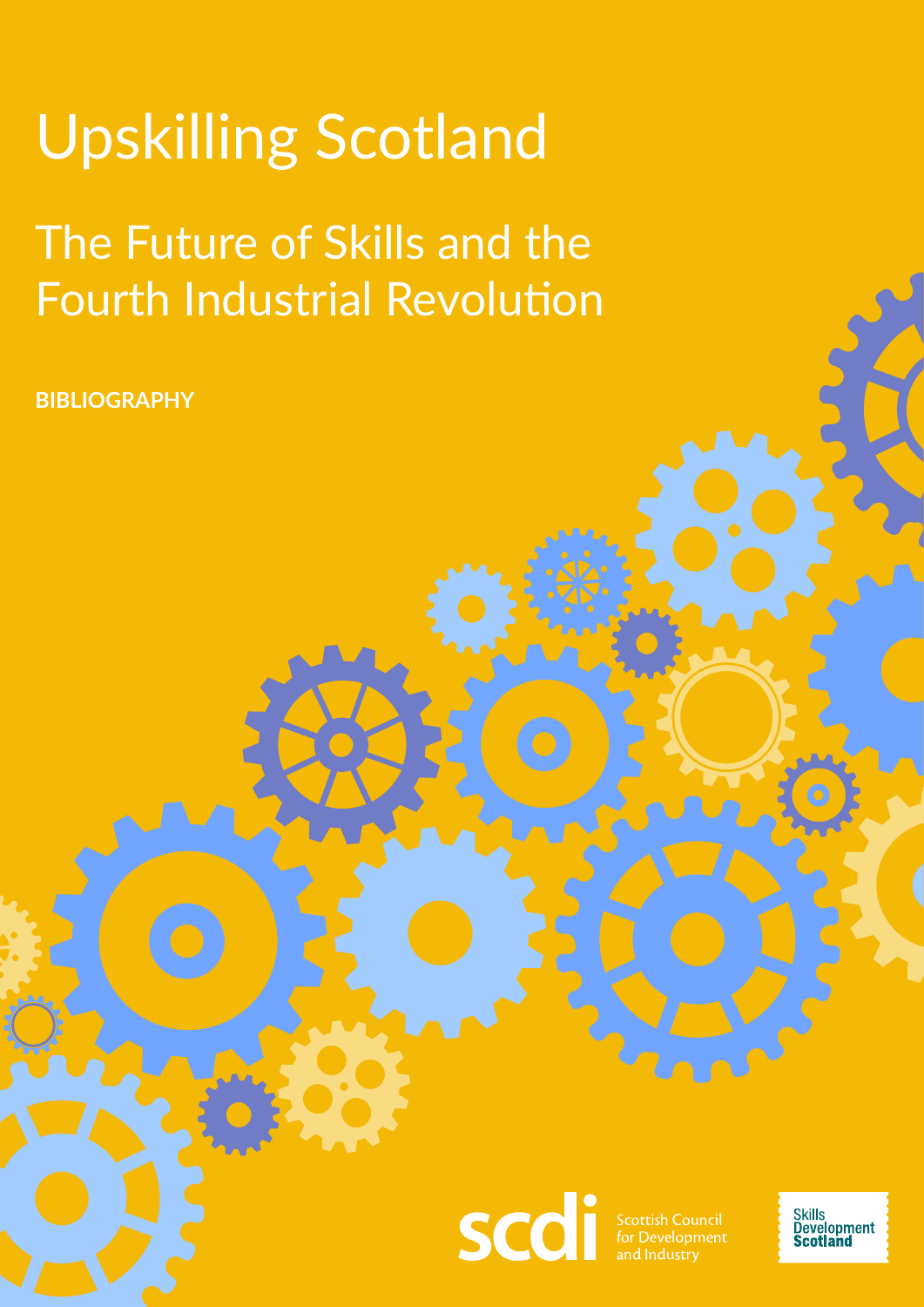# Upskilling Scotland

## The Future of Skills and the Fourth Industrial Revolution

**BIBLIOGRAPHY**

scdi Scottish Council for Development and Industry

Skills Development Scotland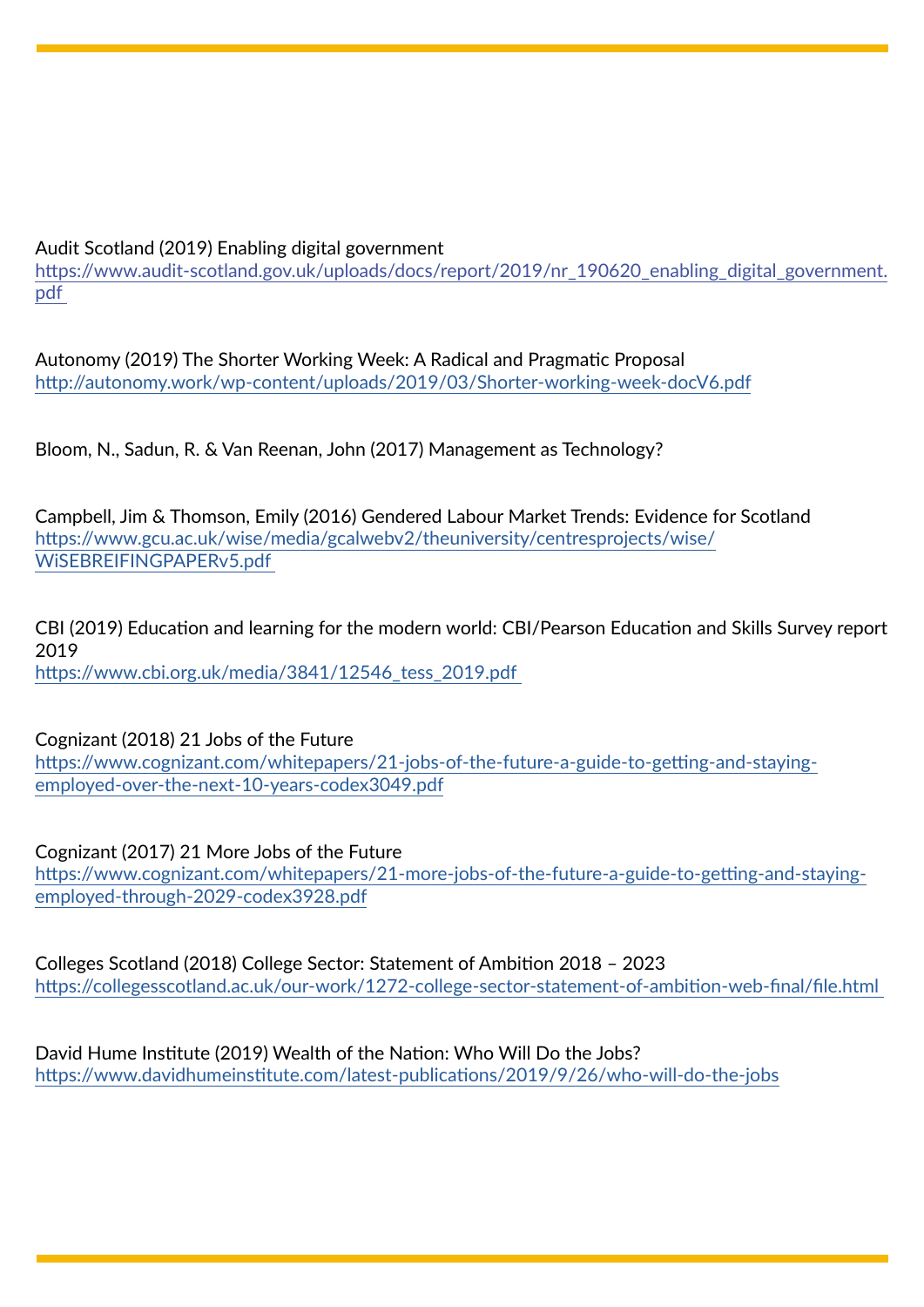Audit Scotland (2019) Enabling digital government
https://www.audit-scotland.gov.uk/uploads/docs/report/2019/nr_190620_enabling_digital_government.pdf

Autonomy (2019) The Shorter Working Week: A Radical and Pragmatic Proposal
http://autonomy.work/wp-content/uploads/2019/03/Shorter-working-week-docV6.pdf

Bloom, N., Sadun, R. & Van Reenan, John (2017) Management as Technology?

Campbell, Jim & Thomson, Emily (2016) Gendered Labour Market Trends: Evidence for Scotland
https://www.gcu.ac.uk/wise/media/gcalwebv2/theuniversity/centresprojects/wise/WiSEBREIFINGPAPERv5.pdf

CBI (2019) Education and learning for the modern world: CBI/Pearson Education and Skills Survey report 2019
https://www.cbi.org.uk/media/3841/12546_tess_2019.pdf

Cognizant (2018) 21 Jobs of the Future
https://www.cognizant.com/whitepapers/21-jobs-of-the-future-a-guide-to-getting-and-staying-employed-over-the-next-10-years-codex3049.pdf

Cognizant (2017) 21 More Jobs of the Future
https://www.cognizant.com/whitepapers/21-more-jobs-of-the-future-a-guide-to-getting-and-staying-employed-through-2029-codex3928.pdf

Colleges Scotland (2018) College Sector: Statement of Ambition 2018 – 2023
https://collegesscotland.ac.uk/our-work/1272-college-sector-statement-of-ambition-web-final/file.html

David Hume Institute (2019) Wealth of the Nation: Who Will Do the Jobs?
https://www.davidhumeinstitute.com/latest-publications/2019/9/26/who-will-do-the-jobs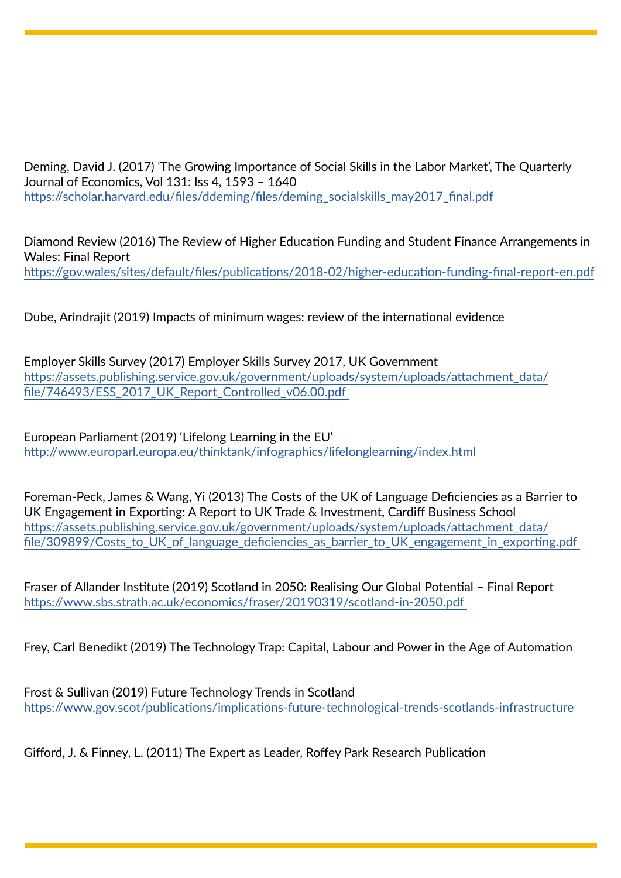Deming, David J. (2017) 'The Growing Importance of Social Skills in the Labor Market', The Quarterly Journal of Economics, Vol 131: Iss 4, 1593 – 1640
https://scholar.harvard.edu/files/ddeming/files/deming_socialskills_may2017_final.pdf

Diamond Review (2016) The Review of Higher Education Funding and Student Finance Arrangements in Wales: Final Report
https://gov.wales/sites/default/files/publications/2018-02/higher-education-funding-final-report-en.pdf

Dube, Arindrajit (2019) Impacts of minimum wages: review of the international evidence

Employer Skills Survey (2017) Employer Skills Survey 2017, UK Government
https://assets.publishing.service.gov.uk/government/uploads/system/uploads/attachment_data/file/746493/ESS_2017_UK_Report_Controlled_v06.00.pdf

European Parliament (2019) 'Lifelong Learning in the EU'
http://www.europarl.europa.eu/thinktank/infographics/lifelonglearning/index.html

Foreman-Peck, James & Wang, Yi (2013) The Costs of the UK of Language Deficiencies as a Barrier to UK Engagement in Exporting: A Report to UK Trade & Investment, Cardiff Business School
https://assets.publishing.service.gov.uk/government/uploads/system/uploads/attachment_data/file/309899/Costs_to_UK_of_language_deficiencies_as_barrier_to_UK_engagement_in_exporting.pdf

Fraser of Allander Institute (2019) Scotland in 2050: Realising Our Global Potential – Final Report
https://www.sbs.strath.ac.uk/economics/fraser/20190319/scotland-in-2050.pdf

Frey, Carl Benedikt (2019) The Technology Trap: Capital, Labour and Power in the Age of Automation

Frost & Sullivan (2019) Future Technology Trends in Scotland
https://www.gov.scot/publications/implications-future-technological-trends-scotlands-infrastructure

Gifford, J. & Finney, L. (2011) The Expert as Leader, Roffey Park Research Publication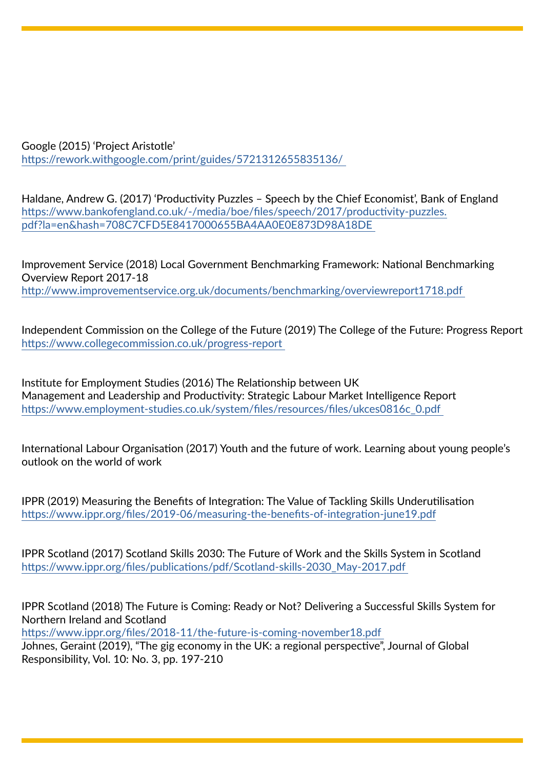Google (2015) ‘Project Aristotle’
https://rework.withgoogle.com/print/guides/5721312655835136/

Haldane, Andrew G. (2017) ‘Productivity Puzzles – Speech by the Chief Economist’, Bank of England
https://www.bankofengland.co.uk/-/media/boe/files/speech/2017/productivity-puzzles.pdf?la=en&hash=708C7CFD5E8417000655BA4AA0E0E873D98A18DE

Improvement Service (2018) Local Government Benchmarking Framework: National Benchmarking Overview Report 2017-18
http://www.improvementservice.org.uk/documents/benchmarking/overviewreport1718.pdf

Independent Commission on the College of the Future (2019) The College of the Future: Progress Report
https://www.collegecommission.co.uk/progress-report

Institute for Employment Studies (2016) The Relationship between UK Management and Leadership and Productivity: Strategic Labour Market Intelligence Report
https://www.employment-studies.co.uk/system/files/resources/files/ukces0816c_0.pdf

International Labour Organisation (2017) Youth and the future of work. Learning about young people’s outlook on the world of work

IPPR (2019) Measuring the Benefits of Integration: The Value of Tackling Skills Underutilisation
https://www.ippr.org/files/2019-06/measuring-the-benefits-of-integration-june19.pdf

IPPR Scotland (2017) Scotland Skills 2030: The Future of Work and the Skills System in Scotland
https://www.ippr.org/files/publications/pdf/Scotland-skills-2030_May-2017.pdf

IPPR Scotland (2018) The Future is Coming: Ready or Not? Delivering a Successful Skills System for Northern Ireland and Scotland
https://www.ippr.org/files/2018-11/the-future-is-coming-november18.pdf

Johnes, Geraint (2019), “The gig economy in the UK: a regional perspective”, Journal of Global Responsibility, Vol. 10: No. 3, pp. 197-210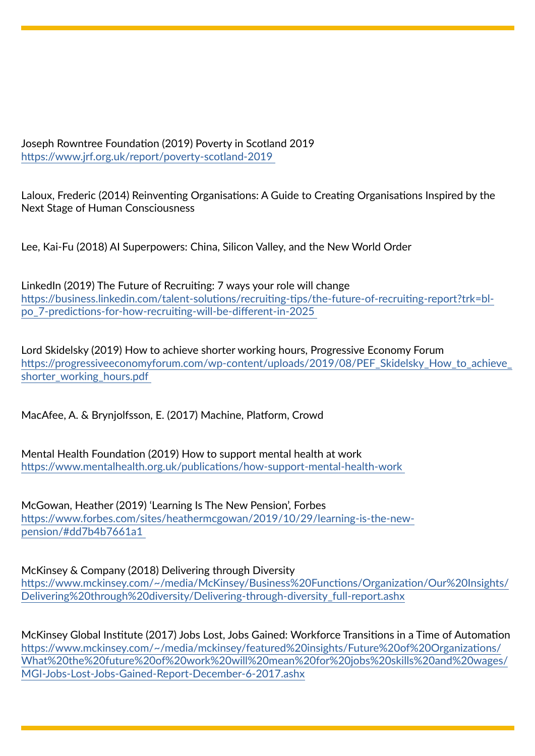Joseph Rowntree Foundation (2019) Poverty in Scotland 2019
https://www.jrf.org.uk/report/poverty-scotland-2019

Laloux, Frederic (2014) Reinventing Organisations: A Guide to Creating Organisations Inspired by the Next Stage of Human Consciousness

Lee, Kai-Fu (2018) AI Superpowers: China, Silicon Valley, and the New World Order

LinkedIn (2019) The Future of Recruiting: 7 ways your role will change
https://business.linkedin.com/talent-solutions/recruiting-tips/the-future-of-recruiting-report?trk=bl-po_7-predictions-for-how-recruiting-will-be-different-in-2025

Lord Skidelsky (2019) How to achieve shorter working hours, Progressive Economy Forum
https://progressiveeconomyforum.com/wp-content/uploads/2019/08/PEF_Skidelsky_How_to_achieve_shorter_working_hours.pdf

MacAfee, A. & Brynjolfsson, E. (2017) Machine, Platform, Crowd

Mental Health Foundation (2019) How to support mental health at work
https://www.mentalhealth.org.uk/publications/how-support-mental-health-work

McGowan, Heather (2019) 'Learning Is The New Pension', Forbes
https://www.forbes.com/sites/heathermcgowan/2019/10/29/learning-is-the-new-pension/#dd7b4b7661a1

McKinsey & Company (2018) Delivering through Diversity
https://www.mckinsey.com/~/media/McKinsey/Business%20Functions/Organization/Our%20Insights/Delivering%20through%20diversity/Delivering-through-diversity_full-report.ashx

McKinsey Global Institute (2017) Jobs Lost, Jobs Gained: Workforce Transitions in a Time of Automation
https://www.mckinsey.com/~/media/mckinsey/featured%20insights/Future%20of%20Organizations/What%20the%20future%20of%20work%20will%20mean%20for%20jobs%20skills%20and%20wages/MGI-Jobs-Lost-Jobs-Gained-Report-December-6-2017.ashx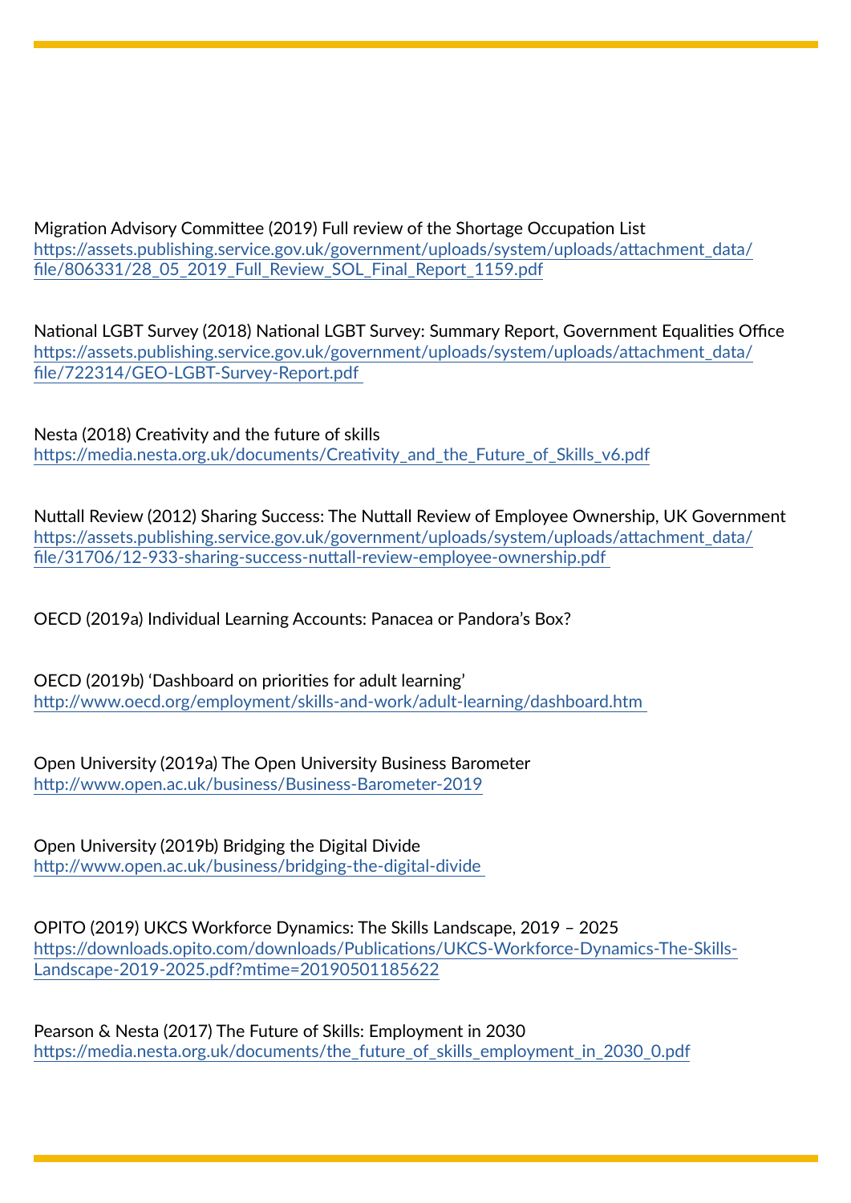Migration Advisory Committee (2019) Full review of the Shortage Occupation List
https://assets.publishing.service.gov.uk/government/uploads/system/uploads/attachment_data/file/806331/28_05_2019_Full_Review_SOL_Final_Report_1159.pdf

National LGBT Survey (2018) National LGBT Survey: Summary Report, Government Equalities Office
https://assets.publishing.service.gov.uk/government/uploads/system/uploads/attachment_data/file/722314/GEO-LGBT-Survey-Report.pdf

Nesta (2018) Creativity and the future of skills
https://media.nesta.org.uk/documents/Creativity_and_the_Future_of_Skills_v6.pdf

Nuttall Review (2012) Sharing Success: The Nuttall Review of Employee Ownership, UK Government
https://assets.publishing.service.gov.uk/government/uploads/system/uploads/attachment_data/file/31706/12-933-sharing-success-nuttall-review-employee-ownership.pdf

OECD (2019a) Individual Learning Accounts: Panacea or Pandora's Box?

OECD (2019b) 'Dashboard on priorities for adult learning'
http://www.oecd.org/employment/skills-and-work/adult-learning/dashboard.htm

Open University (2019a) The Open University Business Barometer
http://www.open.ac.uk/business/Business-Barometer-2019

Open University (2019b) Bridging the Digital Divide
http://www.open.ac.uk/business/bridging-the-digital-divide

OPITO (2019) UKCS Workforce Dynamics: The Skills Landscape, 2019 – 2025
https://downloads.opito.com/downloads/Publications/UKCS-Workforce-Dynamics-The-Skills-Landscape-2019-2025.pdf?mtime=20190501185622

Pearson & Nesta (2017) The Future of Skills: Employment in 2030
https://media.nesta.org.uk/documents/the_future_of_skills_employment_in_2030_0.pdf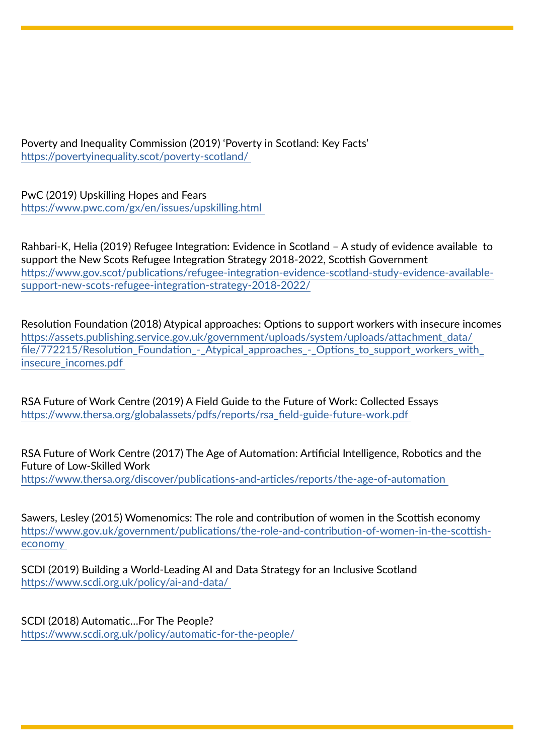Poverty and Inequality Commission (2019) ‘Poverty in Scotland: Key Facts’
https://povertyinequality.scot/poverty-scotland/

PwC (2019) Upskilling Hopes and Fears
https://www.pwc.com/gx/en/issues/upskilling.html

Rahbari-K, Helia (2019) Refugee Integration: Evidence in Scotland – A study of evidence available to support the New Scots Refugee Integration Strategy 2018-2022, Scottish Government
https://www.gov.scot/publications/refugee-integration-evidence-scotland-study-evidence-available-support-new-scots-refugee-integration-strategy-2018-2022/

Resolution Foundation (2018) Atypical approaches: Options to support workers with insecure incomes
https://assets.publishing.service.gov.uk/government/uploads/system/uploads/attachment_data/file/772215/Resolution_Foundation_-_Atypical_approaches_-_Options_to_support_workers_with_insecure_incomes.pdf

RSA Future of Work Centre (2019) A Field Guide to the Future of Work: Collected Essays
https://www.thersa.org/globalassets/pdfs/reports/rsa_field-guide-future-work.pdf

RSA Future of Work Centre (2017) The Age of Automation: Artificial Intelligence, Robotics and the Future of Low-Skilled Work
https://www.thersa.org/discover/publications-and-articles/reports/the-age-of-automation

Sawers, Lesley (2015) Womenomics: The role and contribution of women in the Scottish economy
https://www.gov.uk/government/publications/the-role-and-contribution-of-women-in-the-scottish-economy

SCDI (2019) Building a World-Leading AI and Data Strategy for an Inclusive Scotland
https://www.scdi.org.uk/policy/ai-and-data/

SCDI (2018) Automatic…For The People?
https://www.scdi.org.uk/policy/automatic-for-the-people/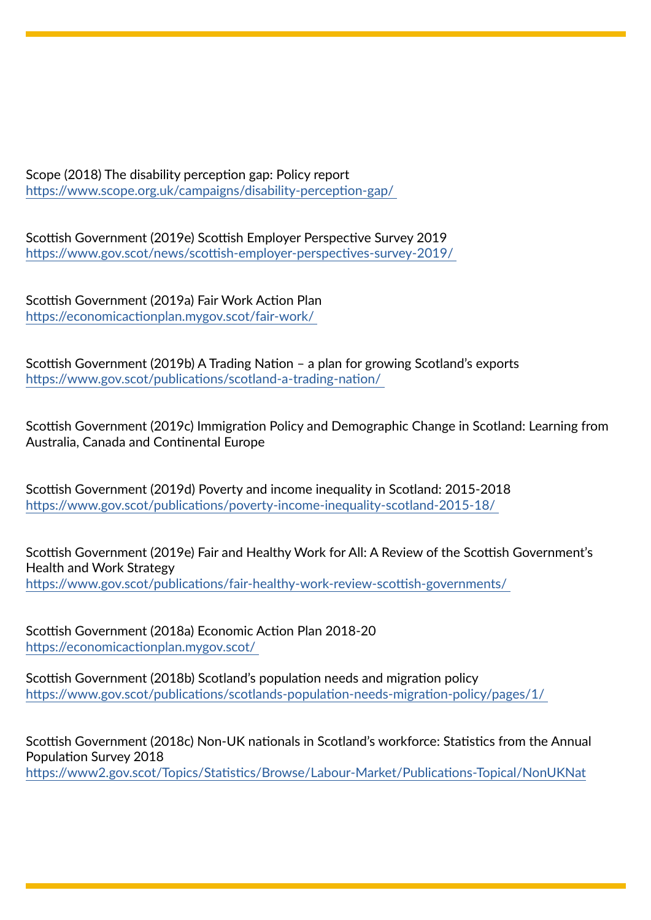Scope (2018) The disability perception gap: Policy report
https://www.scope.org.uk/campaigns/disability-perception-gap/

Scottish Government (2019e) Scottish Employer Perspective Survey 2019
https://www.gov.scot/news/scottish-employer-perspectives-survey-2019/

Scottish Government (2019a) Fair Work Action Plan
https://economicactionplan.mygov.scot/fair-work/

Scottish Government (2019b) A Trading Nation – a plan for growing Scotland's exports
https://www.gov.scot/publications/scotland-a-trading-nation/

Scottish Government (2019c) Immigration Policy and Demographic Change in Scotland: Learning from Australia, Canada and Continental Europe

Scottish Government (2019d) Poverty and income inequality in Scotland: 2015-2018
https://www.gov.scot/publications/poverty-income-inequality-scotland-2015-18/

Scottish Government (2019e) Fair and Healthy Work for All: A Review of the Scottish Government's Health and Work Strategy
https://www.gov.scot/publications/fair-healthy-work-review-scottish-governments/

Scottish Government (2018a) Economic Action Plan 2018-20
https://economicactionplan.mygov.scot/

Scottish Government (2018b) Scotland's population needs and migration policy
https://www.gov.scot/publications/scotlands-population-needs-migration-policy/pages/1/

Scottish Government (2018c) Non-UK nationals in Scotland's workforce: Statistics from the Annual Population Survey 2018
https://www2.gov.scot/Topics/Statistics/Browse/Labour-Market/Publications-Topical/NonUKNat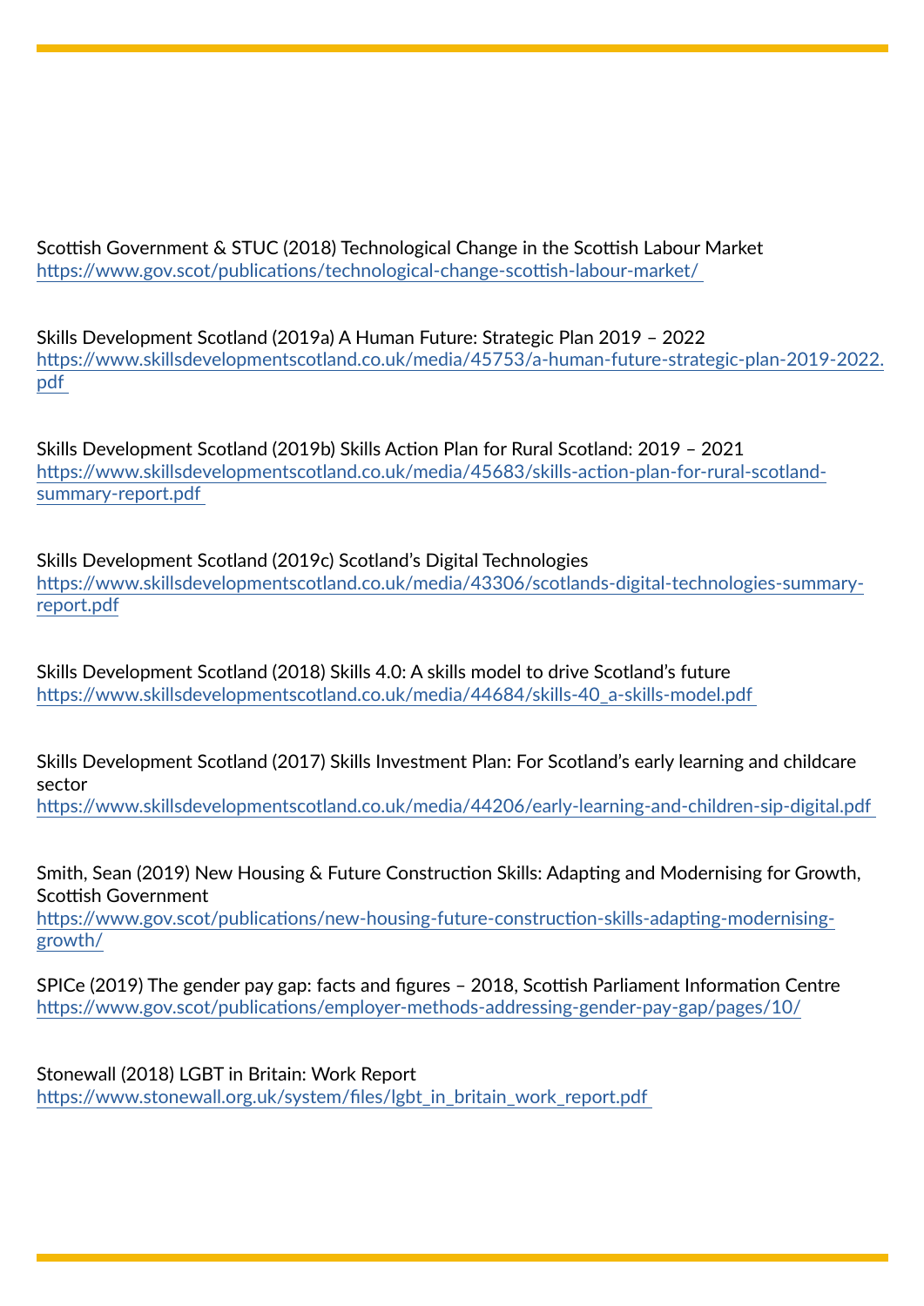Scottish Government & STUC (2018) Technological Change in the Scottish Labour Market
https://www.gov.scot/publications/technological-change-scottish-labour-market/

Skills Development Scotland (2019a) A Human Future: Strategic Plan 2019 – 2022
https://www.skillsdevelopmentscotland.co.uk/media/45753/a-human-future-strategic-plan-2019-2022.pdf

Skills Development Scotland (2019b) Skills Action Plan for Rural Scotland: 2019 – 2021
https://www.skillsdevelopmentscotland.co.uk/media/45683/skills-action-plan-for-rural-scotland-summary-report.pdf

Skills Development Scotland (2019c) Scotland's Digital Technologies
https://www.skillsdevelopmentscotland.co.uk/media/43306/scotlands-digital-technologies-summary-report.pdf

Skills Development Scotland (2018) Skills 4.0: A skills model to drive Scotland's future
https://www.skillsdevelopmentscotland.co.uk/media/44684/skills-40_a-skills-model.pdf

Skills Development Scotland (2017) Skills Investment Plan: For Scotland's early learning and childcare sector
https://www.skillsdevelopmentscotland.co.uk/media/44206/early-learning-and-children-sip-digital.pdf

Smith, Sean (2019) New Housing & Future Construction Skills: Adapting and Modernising for Growth, Scottish Government
https://www.gov.scot/publications/new-housing-future-construction-skills-adapting-modernising-growth/

SPICe (2019) The gender pay gap: facts and figures – 2018, Scottish Parliament Information Centre
https://www.gov.scot/publications/employer-methods-addressing-gender-pay-gap/pages/10/

Stonewall (2018) LGBT in Britain: Work Report
https://www.stonewall.org.uk/system/files/lgbt_in_britain_work_report.pdf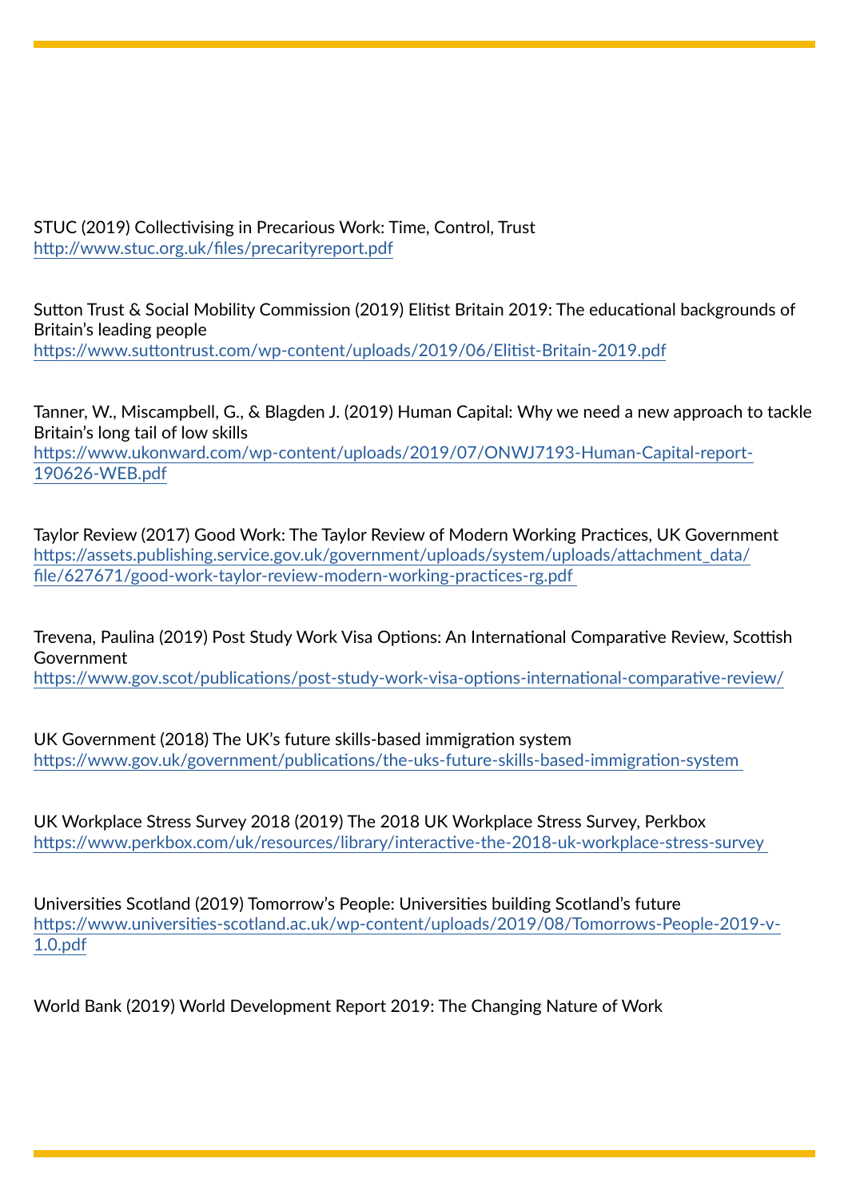STUC (2019) Collectivising in Precarious Work: Time, Control, Trust
http://www.stuc.org.uk/files/precarityreport.pdf

Sutton Trust & Social Mobility Commission (2019) Elitist Britain 2019: The educational backgrounds of Britain's leading people
https://www.suttontrust.com/wp-content/uploads/2019/06/Elitist-Britain-2019.pdf

Tanner, W., Miscampbell, G., & Blagden J. (2019) Human Capital: Why we need a new approach to tackle Britain's long tail of low skills
https://www.ukonward.com/wp-content/uploads/2019/07/ONWJ7193-Human-Capital-report-190626-WEB.pdf

Taylor Review (2017) Good Work: The Taylor Review of Modern Working Practices, UK Government
https://assets.publishing.service.gov.uk/government/uploads/system/uploads/attachment_data/file/627671/good-work-taylor-review-modern-working-practices-rg.pdf

Trevena, Paulina (2019) Post Study Work Visa Options: An International Comparative Review, Scottish Government
https://www.gov.scot/publications/post-study-work-visa-options-international-comparative-review/

UK Government (2018) The UK's future skills-based immigration system
https://www.gov.uk/government/publications/the-uks-future-skills-based-immigration-system

UK Workplace Stress Survey 2018 (2019) The 2018 UK Workplace Stress Survey, Perkbox
https://www.perkbox.com/uk/resources/library/interactive-the-2018-uk-workplace-stress-survey

Universities Scotland (2019) Tomorrow's People: Universities building Scotland's future
https://www.universities-scotland.ac.uk/wp-content/uploads/2019/08/Tomorrows-People-2019-v-1.0.pdf

World Bank (2019) World Development Report 2019: The Changing Nature of Work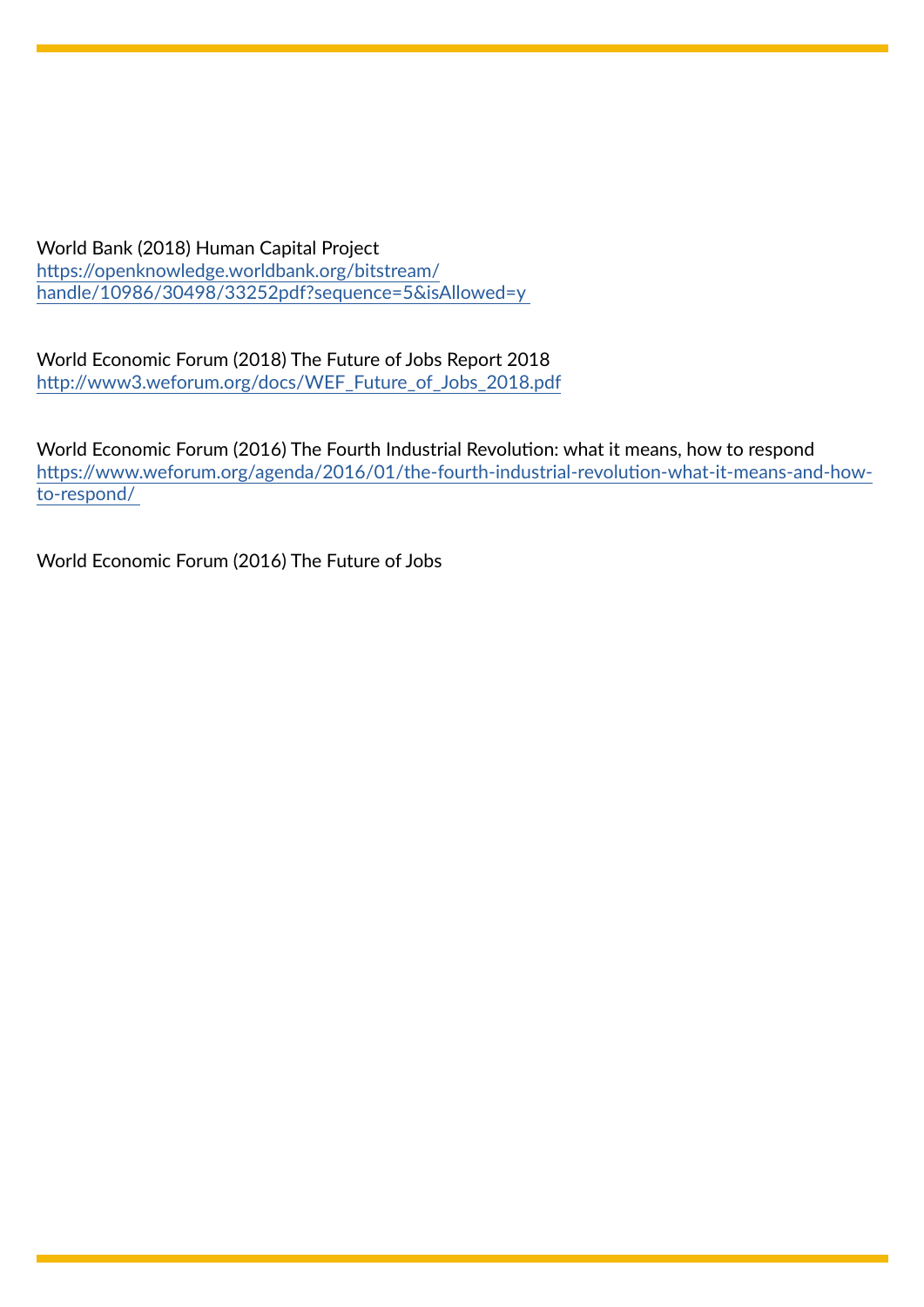World Bank (2018) Human Capital Project
https://openknowledge.worldbank.org/bitstream/handle/10986/30498/33252pdf?sequence=5&isAllowed=y

World Economic Forum (2018) The Future of Jobs Report 2018
http://www3.weforum.org/docs/WEF_Future_of_Jobs_2018.pdf

World Economic Forum (2016) The Fourth Industrial Revolution: what it means, how to respond
https://www.weforum.org/agenda/2016/01/the-fourth-industrial-revolution-what-it-means-and-how-to-respond/

World Economic Forum (2016) The Future of Jobs